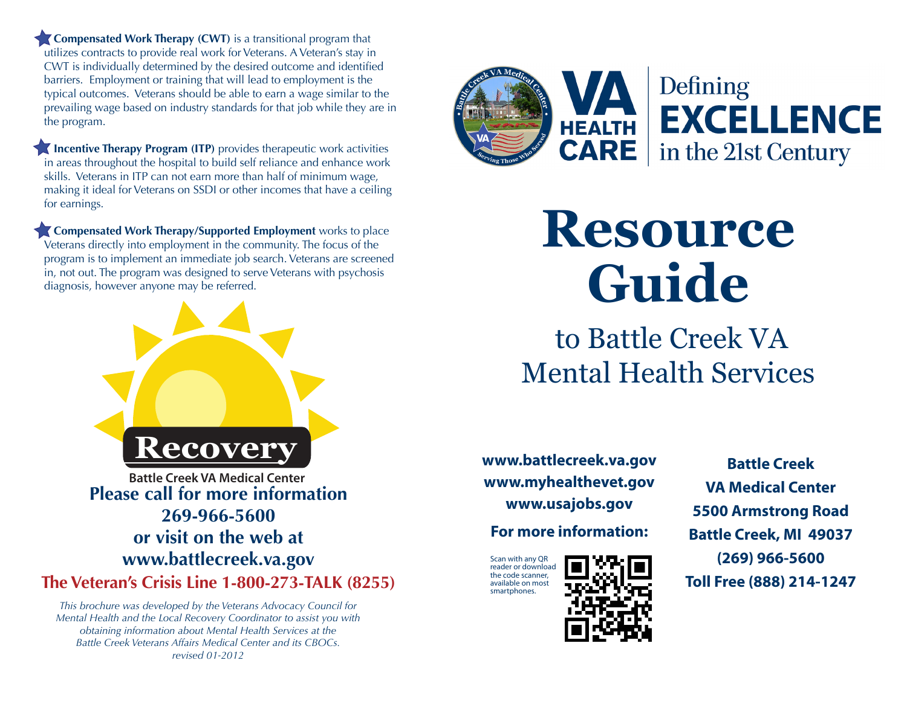**Compensated Work Therapy (CWT)** is a transitional program that utilizes contracts to provide real work for Veterans. A Veteran's stay in CWT is individually determined by the desired outcome and identified barriers. Employment or training that will lead to employment is the typical outcomes. Veterans should be able to earn a wage similar to the prevailing wage based on industry standards for that job while they are in the program.

**Incentive Therapy Program (ITP)** provides therapeutic work activities in areas throughout the hospital to build self reliance and enhance work skills. Veterans in ITP can not earn more than half of minimum wage, making it ideal for Veterans on SSDI or other incomes that have a ceiling for earnings.

**Compensated Work Therapy/Supported Employment** works to place Veterans directly into employment in the community. The focus of the program is to implement an immediate job search. Veterans are screened in, not out. The program was designed to serve Veterans with psychosis diagnosis, however anyone may be referred.

**Recovery**

Battle Creek VA Medical Center

**Please call for more information**
**269-966-5600**
**or visit on the web at**
**www.battlecreek.va.gov**

**The Veteran's Crisis Line 1-800-273-TALK (8255)**

*This brochure was developed by the Veterans Advocacy Council for Mental Health and the Local Recovery Coordinator to assist you with obtaining information about Mental Health Services at the Battle Creek Veterans Affairs Medical Center and its CBOCs.*
*revised 01-2012*

Battle Creek VA Medical Center — Serving Those Who Served

**VA HEALTH CARE** | Defining **EXCELLENCE** in the 21st Century

# Resource Guide

## to Battle Creek VA Mental Health Services

**www.battlecreek.va.gov**
**www.myhealthevet.gov**
**www.usajobs.gov**

**For more information:**

Scan with any QR reader or download the code scanner, available on most smartphones.

**Battle Creek**
**VA Medical Center**
**5500 Armstrong Road**
**Battle Creek, MI 49037**
**(269) 966-5600**
**Toll Free (888) 214-1247**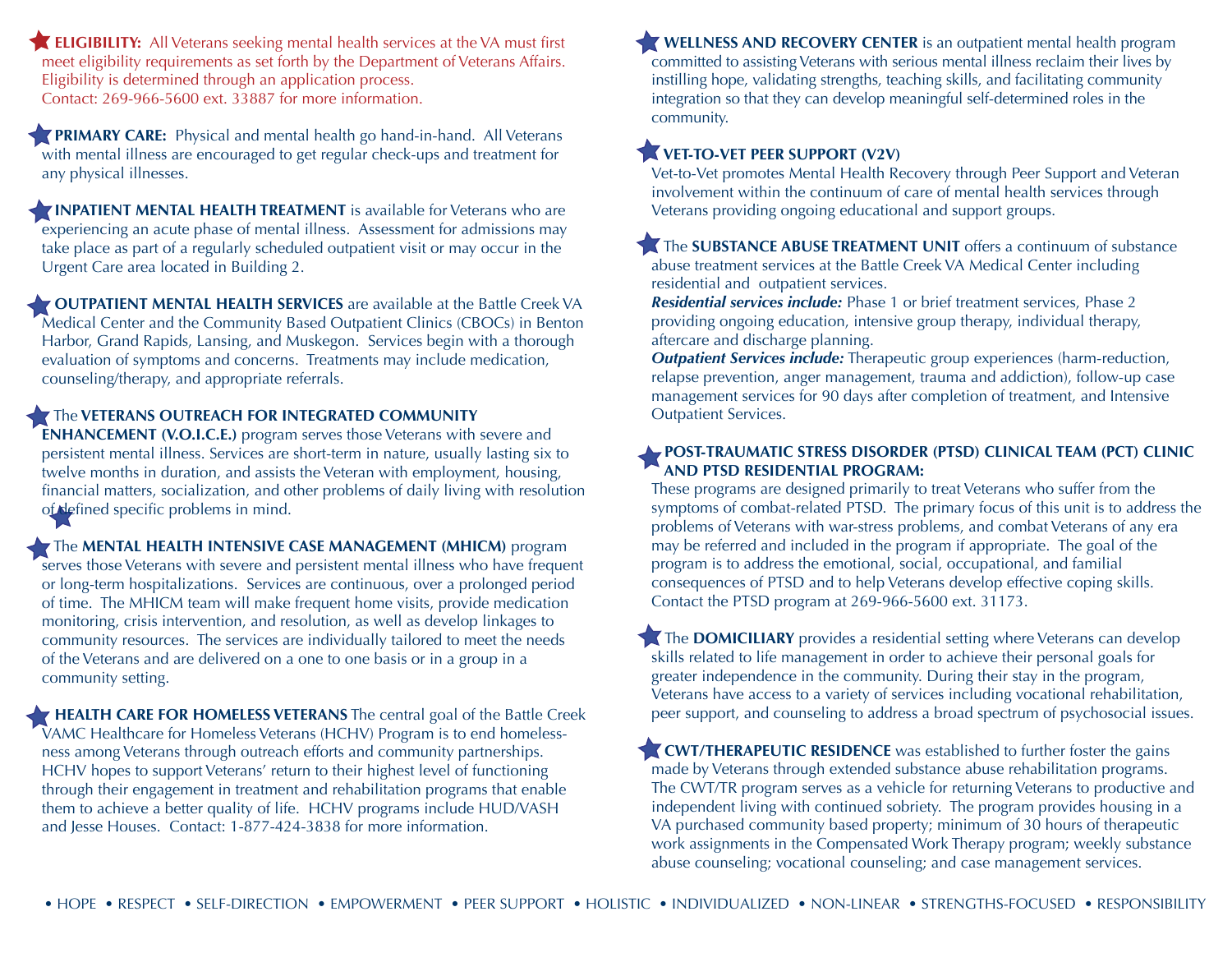**ELIGIBILITY:** All Veterans seeking mental health services at the VA must first meet eligibility requirements as set forth by the Department of Veterans Affairs. Eligibility is determined through an application process. Contact: 269-966-5600 ext. 33887 for more information.

**PRIMARY CARE:** Physical and mental health go hand-in-hand. All Veterans with mental illness are encouraged to get regular check-ups and treatment for any physical illnesses.

**INPATIENT MENTAL HEALTH TREATMENT** is available for Veterans who are experiencing an acute phase of mental illness. Assessment for admissions may take place as part of a regularly scheduled outpatient visit or may occur in the Urgent Care area located in Building 2.

**OUTPATIENT MENTAL HEALTH SERVICES** are available at the Battle Creek VA Medical Center and the Community Based Outpatient Clinics (CBOCs) in Benton Harbor, Grand Rapids, Lansing, and Muskegon. Services begin with a thorough evaluation of symptoms and concerns. Treatments may include medication, counseling/therapy, and appropriate referrals.

The **VETERANS OUTREACH FOR INTEGRATED COMMUNITY ENHANCEMENT (V.O.I.C.E.)** program serves those Veterans with severe and persistent mental illness. Services are short-term in nature, usually lasting six to twelve months in duration, and assists the Veteran with employment, housing, financial matters, socialization, and other problems of daily living with resolution of defined specific problems in mind.

The **MENTAL HEALTH INTENSIVE CASE MANAGEMENT (MHICM)** program serves those Veterans with severe and persistent mental illness who have frequent or long-term hospitalizations. Services are continuous, over a prolonged period of time. The MHICM team will make frequent home visits, provide medication monitoring, crisis intervention, and resolution, as well as develop linkages to community resources. The services are individually tailored to meet the needs of the Veterans and are delivered on a one to one basis or in a group in a community setting.

**HEALTH CARE FOR HOMELESS VETERANS** The central goal of the Battle Creek VAMC Healthcare for Homeless Veterans (HCHV) Program is to end homelessness among Veterans through outreach efforts and community partnerships. HCHV hopes to support Veterans' return to their highest level of functioning through their engagement in treatment and rehabilitation programs that enable them to achieve a better quality of life. HCHV programs include HUD/VASH and Jesse Houses. Contact: 1-877-424-3838 for more information.

**WELLNESS AND RECOVERY CENTER** is an outpatient mental health program committed to assisting Veterans with serious mental illness reclaim their lives by instilling hope, validating strengths, teaching skills, and facilitating community integration so that they can develop meaningful self-determined roles in the community.

**VET-TO-VET PEER SUPPORT (V2V)**
Vet-to-Vet promotes Mental Health Recovery through Peer Support and Veteran involvement within the continuum of care of mental health services through Veterans providing ongoing educational and support groups.

The **SUBSTANCE ABUSE TREATMENT UNIT** offers a continuum of substance abuse treatment services at the Battle Creek VA Medical Center including residential and outpatient services.
***Residential services include:*** Phase 1 or brief treatment services, Phase 2 providing ongoing education, intensive group therapy, individual therapy, aftercare and discharge planning.
***Outpatient Services include:*** Therapeutic group experiences (harm-reduction, relapse prevention, anger management, trauma and addiction), follow-up case management services for 90 days after completion of treatment, and Intensive Outpatient Services.

**POST-TRAUMATIC STRESS DISORDER (PTSD) CLINICAL TEAM (PCT) CLINIC AND PTSD RESIDENTIAL PROGRAM:**
These programs are designed primarily to treat Veterans who suffer from the symptoms of combat-related PTSD. The primary focus of this unit is to address the problems of Veterans with war-stress problems, and combat Veterans of any era may be referred and included in the program if appropriate. The goal of the program is to address the emotional, social, occupational, and familial consequences of PTSD and to help Veterans develop effective coping skills. Contact the PTSD program at 269-966-5600 ext. 31173.

The **DOMICILIARY** provides a residential setting where Veterans can develop skills related to life management in order to achieve their personal goals for greater independence in the community. During their stay in the program, Veterans have access to a variety of services including vocational rehabilitation, peer support, and counseling to address a broad spectrum of psychosocial issues.

**CWT/THERAPEUTIC RESIDENCE** was established to further foster the gains made by Veterans through extended substance abuse rehabilitation programs. The CWT/TR program serves as a vehicle for returning Veterans to productive and independent living with continued sobriety. The program provides housing in a VA purchased community based property; minimum of 30 hours of therapeutic work assignments in the Compensated Work Therapy program; weekly substance abuse counseling; vocational counseling; and case management services.

• HOPE • RESPECT • SELF-DIRECTION • EMPOWERMENT • PEER SUPPORT • HOLISTIC • INDIVIDUALIZED • NON-LINEAR • STRENGTHS-FOCUSED • RESPONSIBILITY